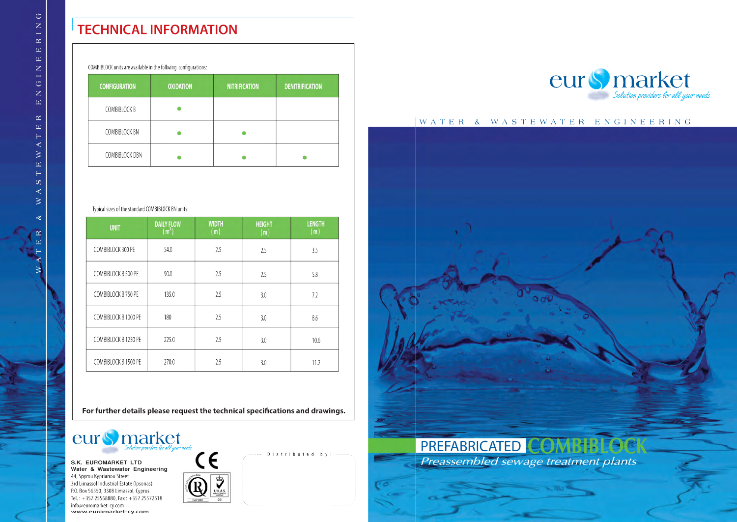# TECHNICAL INFORMATION

COMBIBLOCK units are available in the follwing configurations:

| CONFIGURATION | OXIDATION | NITRIFICATION | DENITRIFICATION |
|---|---|---|---|
| COMBIBLOCK B | ● | | |
| COMBIBLOCK BN | ● | ● | |
| COMBIBLOCK DBN | ● | ● | ● |

Typical sizes of the standard COMBIBLOCK BN units:

| UNIT | DAILY FLOW ($m^3$) | WIDTH (m) | HEIGHT (m) | LENGTH (m) |
|---|---|---|---|---|
| COMBIBLOCK 300 PE | 54.0 | 2.5 | 2.5 | 3.5 |
| COMBIBLOCK B 500 PE | 90.0 | 2.5 | 2.5 | 5.8 |
| COMBIBLOCK B 750 PE | 135.0 | 2.5 | 3.0 | 7.2 |
| COMBIBLOCK B 1000 PE | 180 | 2.5 | 3.0 | 8.6 |
| COMBIBLOCK B 1250 PE | 225.0 | 2.5 | 3.0 | 10.6 |
| COMBIBLOCK B 1500 PE | 270.0 | 2.5 | 3.0 | 11.2 |

**For further details please request the technical specifications and drawings.**

euromarket
*Solution providers for all your needs*

**S.K. EUROMARKET LTD**
**Water & Wastewater Engineering**
44, Spyrou Kyprianou Street
3rd Limassol Industrial Estate (Ipsonas)
P.O. Box 56550, 3308 Limassol, Cyprus
Tel.: +357 25568880, Fax: +357 25572518
info@euromarket-cy.com
**www.euromarket-cy.com**

Distributed by:

euromarket
*Solution providers for all your needs*

WATER & WASTEWATER ENGINEERING

# PREFABRICATED COMBIBLOCK

*Preassembled sewage treatment plants*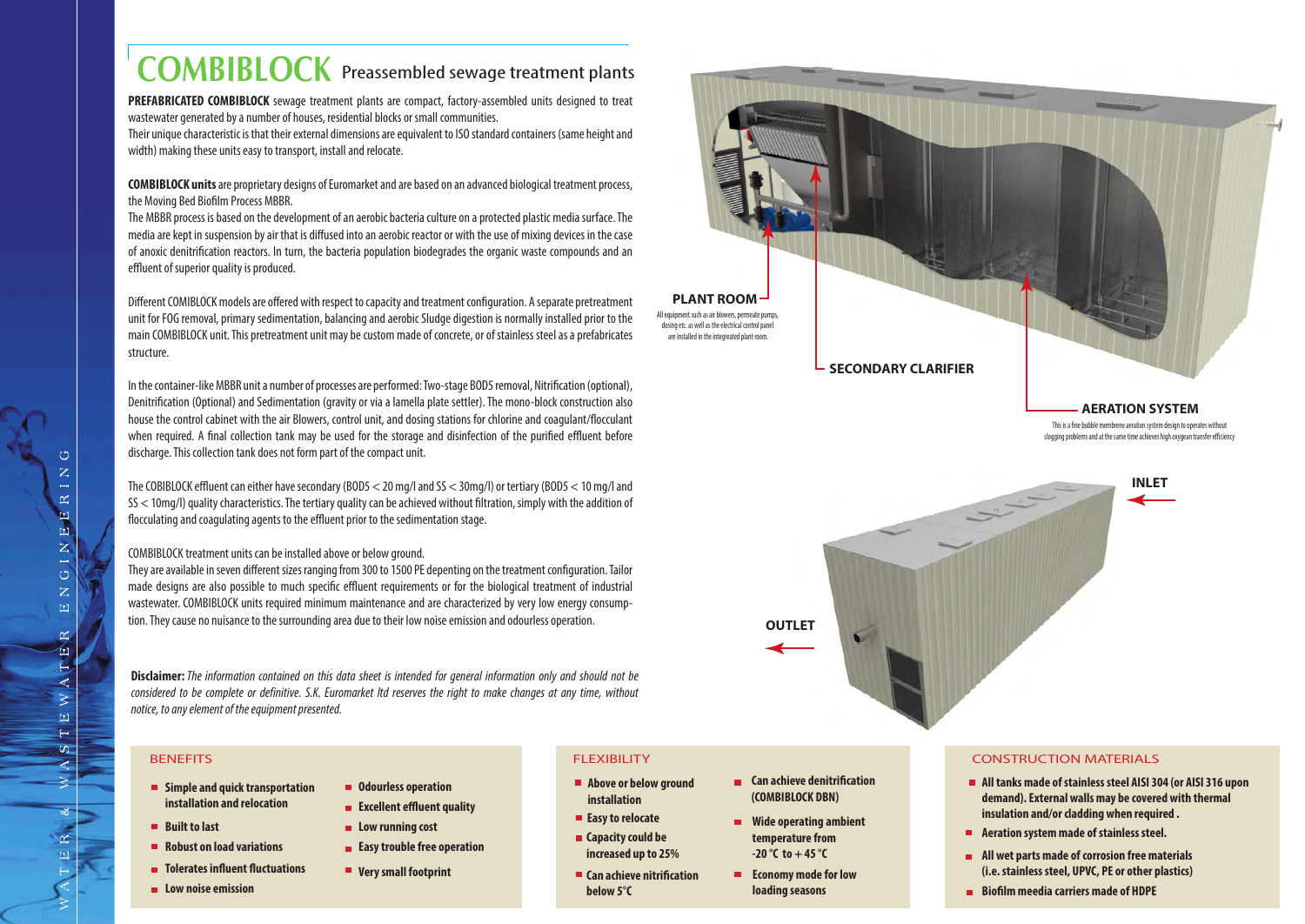# COMBIBLOCK Preassembled sewage treatment plants

**PREFABRICATED COMBIBLOCK** sewage treatment plants are compact, factory-assembled units designed to treat wastewater generated by a number of houses, residential blocks or small communities.
Their unique characteristic is that their external dimensions are equivalent to ISO standard containers (same height and width) making these units easy to transport, install and relocate.

**COMBIBLOCK units** are proprietary designs of Euromarket and are based on an advanced biological treatment process, the Moving Bed Biofilm Process MBBR.
The MBBR process is based on the development of an aerobic bacteria culture on a protected plastic media surface. The media are kept in suspension by air that is diffused into an aerobic reactor or with the use of mixing devices in the case of anoxic denitrification reactors. In turn, the bacteria population biodegrades the organic waste compounds and an effluent of superior quality is produced.

Different COMIBLOCK models are offered with respect to capacity and treatment configuration. A separate pretreatment unit for FOG removal, primary sedimentation, balancing and aerobic Sludge digestion is normally installed prior to the main COMBIBLOCK unit. This pretreatment unit may be custom made of concrete, or of stainless steel as a prefabricates structure.

In the container-like MBBR unit a number of processes are performed: Two-stage BOD5 removal, Nitrification (optional), Denitrification (Optional) and Sedimentation (gravity or via a lamella plate settler). The mono-block construction also house the control cabinet with the air Blowers, control unit, and dosing stations for chlorine and coagulant/flocculant when required. A final collection tank may be used for the storage and disinfection of the purified effluent before discharge. This collection tank does not form part of the compact unit.

The COBIBLOCK effluent can either have secondary (BOD5 < 20 mg/l and SS < 30mg/l) or tertiary (BOD5 < 10 mg/l and SS < 10mg/l) quality characteristics. The tertiary quality can be achieved without filtration, simply with the addition of flocculating and coagulating agents to the effluent prior to the sedimentation stage.

COMBIBLOCK treatment units can be installed above or below ground.
They are available in seven different sizes ranging from 300 to 1500 PE depenting on the treatment configuration. Tailor made designs are also possible to much specific effluent requirements or for the biological treatment of industrial wastewater. COMBIBLOCK units required minimum maintenance and are characterized by very low energy consumption. They cause no nuisance to the surrounding area due to their low noise emission and odourless operation.

**Disclaimer:** *The information contained on this data sheet is intended for general information only and should not be considered to be complete or definitive. S.K. Euromarket ltd reserves the right to make changes at any time, without notice, to any element of the equipment presented.*

**PLANT ROOM**

All equipment such as air blowers, permeate pumps, dosing etc. as well as the electrical control panel are installed in the integreated plant room.

**SECONDARY CLARIFIER**

**AERATION SYSTEM**

This is a fine bubble membrene aeration system design to operates without clogging problems and at the same time achieves high oxygean transfer efficiency

**INLET**

**OUTLET**

## BENEFITS

- **Simple and quick transportation installation and relocation**
- **Built to last**
- **Robust on load variations**
- **Tolerates influent fluctuations**
- **Low noise emission**
- **Odourless operation**
- **Excellent effluent quality**
- **Low running cost**
- **Easy trouble free operation**
- **Very small footprint**

## FLEXIBILITY

- **Above or below ground installation**
- **Easy to relocate**
- **Capacity could be increased up to 25%**
- **Can achieve nitrification below 5°C**
- **Can achieve denitrification (COMBIBLOCK DBN)**
- **Wide operating ambient temperature from -20 °C to + 45 °C**
- **Economy mode for low loading seasons**

## CONSTRUCTION MATERIALS

- **All tanks made of stainless steel AISI 304 (or AISI 316 upon demand). External walls may be covered with thermal insulation and/or cladding when required .**
- **Aeration system made of stainless steel.**
- **All wet parts made of corrosion free materials (i.e. stainless steel, UPVC, PE or other plastics)**
- **Biofilm meedia carriers made of HDPE**